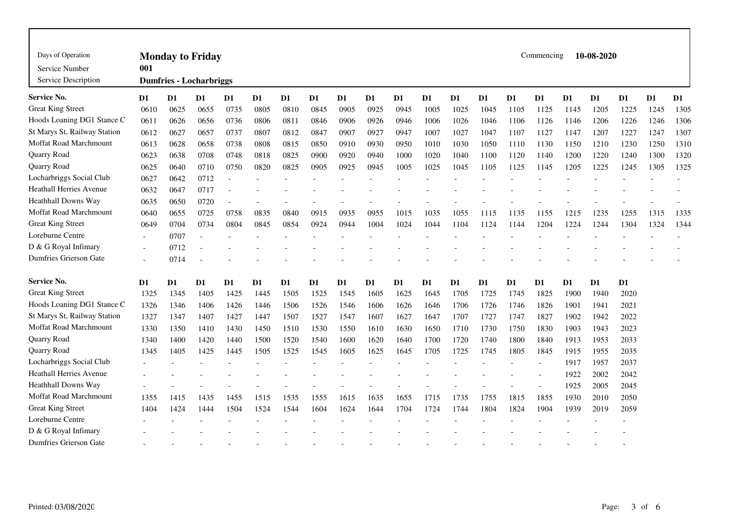| Days of Operation | Monday to Friday | Commencing | 10-08-2020 |
|---|---|---|---|
| Service Number | 001 | | |
| Service Description | Dumfries - Locharbriggs | | |

| Service No. | D1 | D1 | D1 | D1 | D1 | D1 | D1 | D1 | D1 | D1 | D1 | D1 | D1 | D1 | D1 | D1 | D1 | D1 | D1 | D1 |
|---|---|---|---|---|---|---|---|---|---|---|---|---|---|---|---|---|---|---|---|---|
| Great King Street | 0610 | 0625 | 0655 | 0735 | 0805 | 0810 | 0845 | 0905 | 0925 | 0945 | 1005 | 1025 | 1045 | 1105 | 1125 | 1145 | 1205 | 1225 | 1245 | 1305 |
| Hoods Loaning DG1 Stance C | 0611 | 0626 | 0656 | 0736 | 0806 | 0811 | 0846 | 0906 | 0926 | 0946 | 1006 | 1026 | 1046 | 1106 | 1126 | 1146 | 1206 | 1226 | 1246 | 1306 |
| St Marys St, Railway Station | 0612 | 0627 | 0657 | 0737 | 0807 | 0812 | 0847 | 0907 | 0927 | 0947 | 1007 | 1027 | 1047 | 1107 | 1127 | 1147 | 1207 | 1227 | 1247 | 1307 |
| Moffat Road Marchmount | 0613 | 0628 | 0658 | 0738 | 0808 | 0815 | 0850 | 0910 | 0930 | 0950 | 1010 | 1030 | 1050 | 1110 | 1130 | 1150 | 1210 | 1230 | 1250 | 1310 |
| Quarry Road | 0623 | 0638 | 0708 | 0748 | 0818 | 0825 | 0900 | 0920 | 0940 | 1000 | 1020 | 1040 | 1100 | 1120 | 1140 | 1200 | 1220 | 1240 | 1300 | 1320 |
| Quarry Road | 0625 | 0640 | 0710 | 0750 | 0820 | 0825 | 0905 | 0925 | 0945 | 1005 | 1025 | 1045 | 1105 | 1125 | 1145 | 1205 | 1225 | 1245 | 1305 | 1325 |
| Locharbriggs Social Club | 0627 | 0642 | 0712 | - | - | - | - | - | - | - | - | - | - | - | - | - | - | - | - | - |
| Heathall Herries Avenue | 0632 | 0647 | 0717 | - | - | - | - | - | - | - | - | - | - | - | - | - | - | - | - | - |
| Heathhall Downs Way | 0635 | 0650 | 0720 | - | - | - | - | - | - | - | - | - | - | - | - | - | - | - | - | - |
| Moffat Road Marchmount | 0640 | 0655 | 0725 | 0758 | 0835 | 0840 | 0915 | 0935 | 0955 | 1015 | 1035 | 1055 | 1115 | 1135 | 1155 | 1215 | 1235 | 1255 | 1315 | 1335 |
| Great King Street | 0649 | 0704 | 0734 | 0804 | 0845 | 0854 | 0924 | 0944 | 1004 | 1024 | 1044 | 1104 | 1124 | 1144 | 1204 | 1224 | 1244 | 1304 | 1324 | 1344 |
| Loreburne Centre | - | 0707 | - | - | - | - | - | - | - | - | - | - | - | - | - | - | - | - | - | - |
| D & G Royal Infimary | - | 0712 | - | - | - | - | - | - | - | - | - | - | - | - | - | - | - | - | - | - |
| Dumfries Grierson Gate | - | 0714 | - | - | - | - | - | - | - | - | - | - | - | - | - | - | - | - | - | - |

| Service No. | D1 | D1 | D1 | D1 | D1 | D1 | D1 | D1 | D1 | D1 | D1 | D1 | D1 | D1 | D1 | D1 | D1 | D1 |
|---|---|---|---|---|---|---|---|---|---|---|---|---|---|---|---|---|---|---|
| Great King Street | 1325 | 1345 | 1405 | 1425 | 1445 | 1505 | 1525 | 1545 | 1605 | 1625 | 1645 | 1705 | 1725 | 1745 | 1825 | 1900 | 1940 | 2020 |
| Hoods Loaning DG1 Stance C | 1326 | 1346 | 1406 | 1426 | 1446 | 1506 | 1526 | 1546 | 1606 | 1626 | 1646 | 1706 | 1726 | 1746 | 1826 | 1901 | 1941 | 2021 |
| St Marys St, Railway Station | 1327 | 1347 | 1407 | 1427 | 1447 | 1507 | 1527 | 1547 | 1607 | 1627 | 1647 | 1707 | 1727 | 1747 | 1827 | 1902 | 1942 | 2022 |
| Moffat Road Marchmount | 1330 | 1350 | 1410 | 1430 | 1450 | 1510 | 1530 | 1550 | 1610 | 1630 | 1650 | 1710 | 1730 | 1750 | 1830 | 1903 | 1943 | 2023 |
| Quarry Road | 1340 | 1400 | 1420 | 1440 | 1500 | 1520 | 1540 | 1600 | 1620 | 1640 | 1700 | 1720 | 1740 | 1800 | 1840 | 1913 | 1953 | 2033 |
| Quarry Road | 1345 | 1405 | 1425 | 1445 | 1505 | 1525 | 1545 | 1605 | 1625 | 1645 | 1705 | 1725 | 1745 | 1805 | 1845 | 1915 | 1955 | 2035 |
| Locharbriggs Social Club | - | - | - | - | - | - | - | - | - | - | - | - | - | - | - | 1917 | 1957 | 2037 |
| Heathall Herries Avenue | - | - | - | - | - | - | - | - | - | - | - | - | - | - | - | 1922 | 2002 | 2042 |
| Heathhall Downs Way | - | - | - | - | - | - | - | - | - | - | - | - | - | - | - | 1925 | 2005 | 2045 |
| Moffat Road Marchmount | 1355 | 1415 | 1435 | 1455 | 1515 | 1535 | 1555 | 1615 | 1635 | 1655 | 1715 | 1735 | 1755 | 1815 | 1855 | 1930 | 2010 | 2050 |
| Great King Street | 1404 | 1424 | 1444 | 1504 | 1524 | 1544 | 1604 | 1624 | 1644 | 1704 | 1724 | 1744 | 1804 | 1824 | 1904 | 1939 | 2019 | 2059 |
| Loreburne Centre | - | - | - | - | - | - | - | - | - | - | - | - | - | - | - | - | - | - |
| D & G Royal Infimary | - | - | - | - | - | - | - | - | - | - | - | - | - | - | - | - | - | - |
| Dumfries Grierson Gate | - | - | - | - | - | - | - | - | - | - | - | - | - | - | - | - | - | - |

Printed: 03/08/2020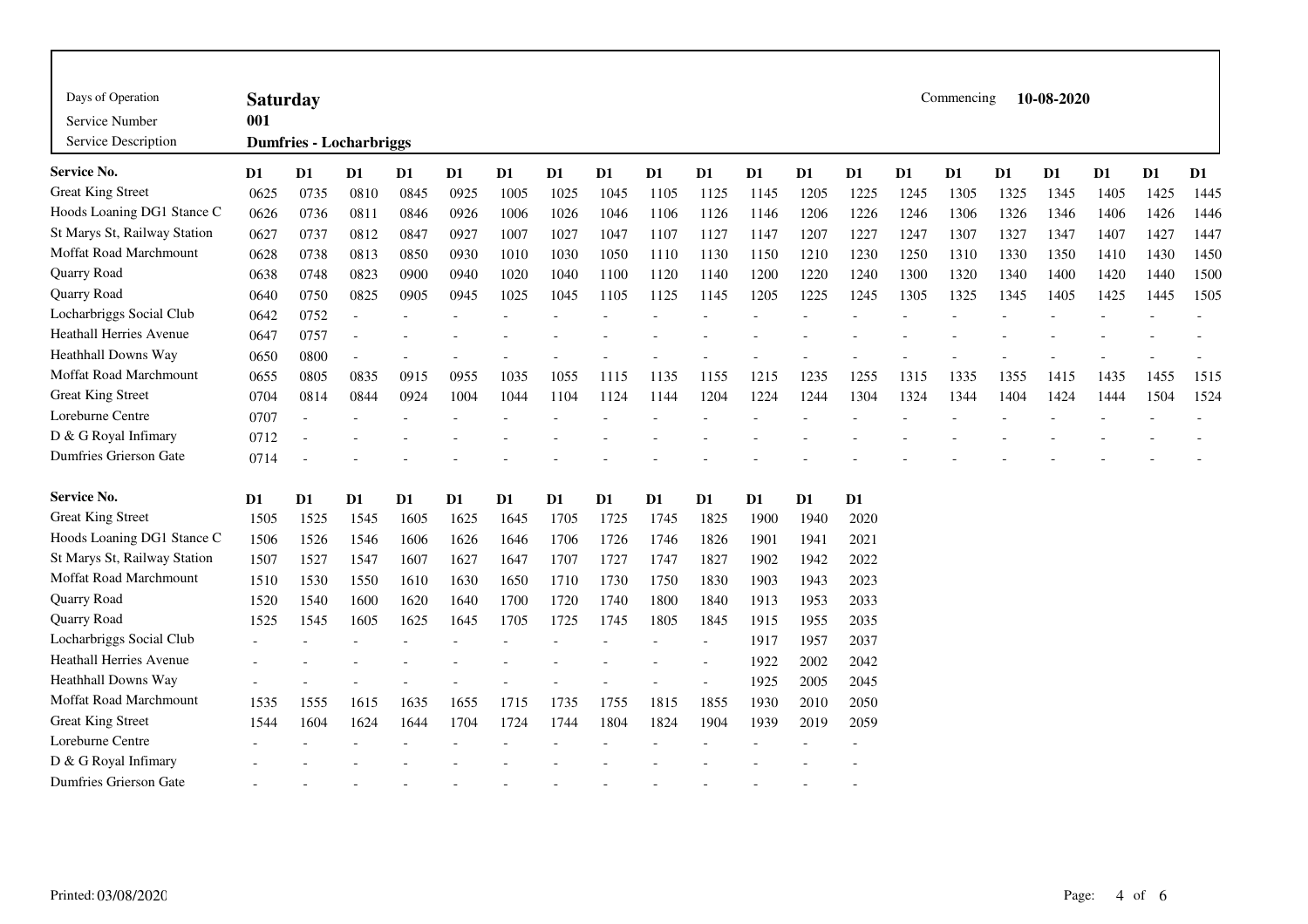| Days of Operation | Saturday | Commencing | 10-08-2020 |
|---|---|---|---|
| Service Number | 001 | | |
| Service Description | Dumfries - Locharbriggs | | |

| Service No. | D1 | D1 | D1 | D1 | D1 | D1 | D1 | D1 | D1 | D1 | D1 | D1 | D1 | D1 | D1 | D1 | D1 | D1 | D1 | D1 |
|---|---|---|---|---|---|---|---|---|---|---|---|---|---|---|---|---|---|---|---|---|
| Great King Street | 0625 | 0735 | 0810 | 0845 | 0925 | 1005 | 1025 | 1045 | 1105 | 1125 | 1145 | 1205 | 1225 | 1245 | 1305 | 1325 | 1345 | 1405 | 1425 | 1445 |
| Hoods Loaning DG1 Stance C | 0626 | 0736 | 0811 | 0846 | 0926 | 1006 | 1026 | 1046 | 1106 | 1126 | 1146 | 1206 | 1226 | 1246 | 1306 | 1326 | 1346 | 1406 | 1426 | 1446 |
| St Marys St, Railway Station | 0627 | 0737 | 0812 | 0847 | 0927 | 1007 | 1027 | 1047 | 1107 | 1127 | 1147 | 1207 | 1227 | 1247 | 1307 | 1327 | 1347 | 1407 | 1427 | 1447 |
| Moffat Road Marchmount | 0628 | 0738 | 0813 | 0850 | 0930 | 1010 | 1030 | 1050 | 1110 | 1130 | 1150 | 1210 | 1230 | 1250 | 1310 | 1330 | 1350 | 1410 | 1430 | 1450 |
| Quarry Road | 0638 | 0748 | 0823 | 0900 | 0940 | 1020 | 1040 | 1100 | 1120 | 1140 | 1200 | 1220 | 1240 | 1300 | 1320 | 1340 | 1400 | 1420 | 1440 | 1500 |
| Quarry Road | 0640 | 0750 | 0825 | 0905 | 0945 | 1025 | 1045 | 1105 | 1125 | 1145 | 1205 | 1225 | 1245 | 1305 | 1325 | 1345 | 1405 | 1425 | 1445 | 1505 |
| Locharbriggs Social Club | 0642 | 0752 | - | - | - | - | - | - | - | - | - | - | - | - | - | - | - | - | - | - |
| Heathall Herries Avenue | 0647 | 0757 | - | - | - | - | - | - | - | - | - | - | - | - | - | - | - | - | - | - |
| Heathhall Downs Way | 0650 | 0800 | - | - | - | - | - | - | - | - | - | - | - | - | - | - | - | - | - | - |
| Moffat Road Marchmount | 0655 | 0805 | 0835 | 0915 | 0955 | 1035 | 1055 | 1115 | 1135 | 1155 | 1215 | 1235 | 1255 | 1315 | 1335 | 1355 | 1415 | 1435 | 1455 | 1515 |
| Great King Street | 0704 | 0814 | 0844 | 0924 | 1004 | 1044 | 1104 | 1124 | 1144 | 1204 | 1224 | 1244 | 1304 | 1324 | 1344 | 1404 | 1424 | 1444 | 1504 | 1524 |
| Loreburne Centre | 0707 | - | - | - | - | - | - | - | - | - | - | - | - | - | - | - | - | - | - | - |
| D & G Royal Infimary | 0712 | - | - | - | - | - | - | - | - | - | - | - | - | - | - | - | - | - | - | - |
| Dumfries Grierson Gate | 0714 | - | - | - | - | - | - | - | - | - | - | - | - | - | - | - | - | - | - | - |

| Service No. | D1 | D1 | D1 | D1 | D1 | D1 | D1 | D1 | D1 | D1 | D1 | D1 | D1 |
|---|---|---|---|---|---|---|---|---|---|---|---|---|---|
| Great King Street | 1505 | 1525 | 1545 | 1605 | 1625 | 1645 | 1705 | 1725 | 1745 | 1825 | 1900 | 1940 | 2020 |
| Hoods Loaning DG1 Stance C | 1506 | 1526 | 1546 | 1606 | 1626 | 1646 | 1706 | 1726 | 1746 | 1826 | 1901 | 1941 | 2021 |
| St Marys St, Railway Station | 1507 | 1527 | 1547 | 1607 | 1627 | 1647 | 1707 | 1727 | 1747 | 1827 | 1902 | 1942 | 2022 |
| Moffat Road Marchmount | 1510 | 1530 | 1550 | 1610 | 1630 | 1650 | 1710 | 1730 | 1750 | 1830 | 1903 | 1943 | 2023 |
| Quarry Road | 1520 | 1540 | 1600 | 1620 | 1640 | 1700 | 1720 | 1740 | 1800 | 1840 | 1913 | 1953 | 2033 |
| Quarry Road | 1525 | 1545 | 1605 | 1625 | 1645 | 1705 | 1725 | 1745 | 1805 | 1845 | 1915 | 1955 | 2035 |
| Locharbriggs Social Club | - | - | - | - | - | - | - | - | - | - | 1917 | 1957 | 2037 |
| Heathall Herries Avenue | - | - | - | - | - | - | - | - | - | - | 1922 | 2002 | 2042 |
| Heathhall Downs Way | - | - | - | - | - | - | - | - | - | - | 1925 | 2005 | 2045 |
| Moffat Road Marchmount | 1535 | 1555 | 1615 | 1635 | 1655 | 1715 | 1735 | 1755 | 1815 | 1855 | 1930 | 2010 | 2050 |
| Great King Street | 1544 | 1604 | 1624 | 1644 | 1704 | 1724 | 1744 | 1804 | 1824 | 1904 | 1939 | 2019 | 2059 |
| Loreburne Centre | - | - | - | - | - | - | - | - | - | - | - | - | - |
| D & G Royal Infimary | - | - | - | - | - | - | - | - | - | - | - | - | - |
| Dumfries Grierson Gate | - | - | - | - | - | - | - | - | - | - | - | - | - |

Printed: 03/08/2020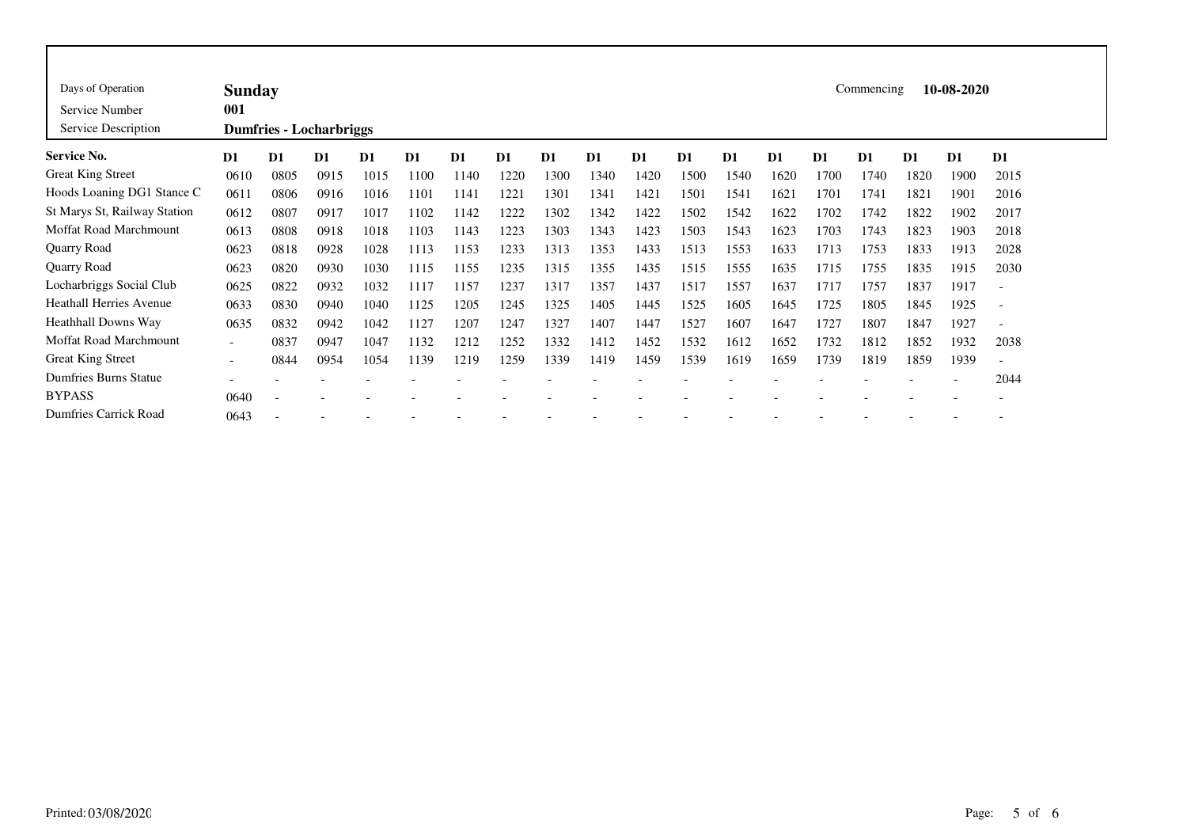| | | | |
|---|---|---|---|
| Days of Operation | **Sunday** | Commencing | **10-08-2020** |
| Service Number | **001** | | |
| Service Description | **Dumfries - Locharbriggs** | | |

| **Service No.** | **D1** | **D1** | **D1** | **D1** | **D1** | **D1** | **D1** | **D1** | **D1** | **D1** | **D1** | **D1** | **D1** | **D1** | **D1** | **D1** | **D1** | **D1** |
|---|---|---|---|---|---|---|---|---|---|---|---|---|---|---|---|---|---|---|
| Great King Street | 0610 | 0805 | 0915 | 1015 | 1100 | 1140 | 1220 | 1300 | 1340 | 1420 | 1500 | 1540 | 1620 | 1700 | 1740 | 1820 | 1900 | 2015 |
| Hoods Loaning DG1 Stance C | 0611 | 0806 | 0916 | 1016 | 1101 | 1141 | 1221 | 1301 | 1341 | 1421 | 1501 | 1541 | 1621 | 1701 | 1741 | 1821 | 1901 | 2016 |
| St Marys St, Railway Station | 0612 | 0807 | 0917 | 1017 | 1102 | 1142 | 1222 | 1302 | 1342 | 1422 | 1502 | 1542 | 1622 | 1702 | 1742 | 1822 | 1902 | 2017 |
| Moffat Road Marchmount | 0613 | 0808 | 0918 | 1018 | 1103 | 1143 | 1223 | 1303 | 1343 | 1423 | 1503 | 1543 | 1623 | 1703 | 1743 | 1823 | 1903 | 2018 |
| Quarry Road | 0623 | 0818 | 0928 | 1028 | 1113 | 1153 | 1233 | 1313 | 1353 | 1433 | 1513 | 1553 | 1633 | 1713 | 1753 | 1833 | 1913 | 2028 |
| Quarry Road | 0623 | 0820 | 0930 | 1030 | 1115 | 1155 | 1235 | 1315 | 1355 | 1435 | 1515 | 1555 | 1635 | 1715 | 1755 | 1835 | 1915 | 2030 |
| Locharbriggs Social Club | 0625 | 0822 | 0932 | 1032 | 1117 | 1157 | 1237 | 1317 | 1357 | 1437 | 1517 | 1557 | 1637 | 1717 | 1757 | 1837 | 1917 | - |
| Heathall Herries Avenue | 0633 | 0830 | 0940 | 1040 | 1125 | 1205 | 1245 | 1325 | 1405 | 1445 | 1525 | 1605 | 1645 | 1725 | 1805 | 1845 | 1925 | - |
| Heathhall Downs Way | 0635 | 0832 | 0942 | 1042 | 1127 | 1207 | 1247 | 1327 | 1407 | 1447 | 1527 | 1607 | 1647 | 1727 | 1807 | 1847 | 1927 | - |
| Moffat Road Marchmount | - | 0837 | 0947 | 1047 | 1132 | 1212 | 1252 | 1332 | 1412 | 1452 | 1532 | 1612 | 1652 | 1732 | 1812 | 1852 | 1932 | 2038 |
| Great King Street | - | 0844 | 0954 | 1054 | 1139 | 1219 | 1259 | 1339 | 1419 | 1459 | 1539 | 1619 | 1659 | 1739 | 1819 | 1859 | 1939 | - |
| Dumfries Burns Statue | - | - | - | - | - | - | - | - | - | - | - | - | - | - | - | - | - | 2044 |
| BYPASS | 0640 | - | - | - | - | - | - | - | - | - | - | - | - | - | - | - | - | - |
| Dumfries Carrick Road | 0643 | - | - | - | - | - | - | - | - | - | - | - | - | - | - | - | - | - |

Printed: 03/08/2020